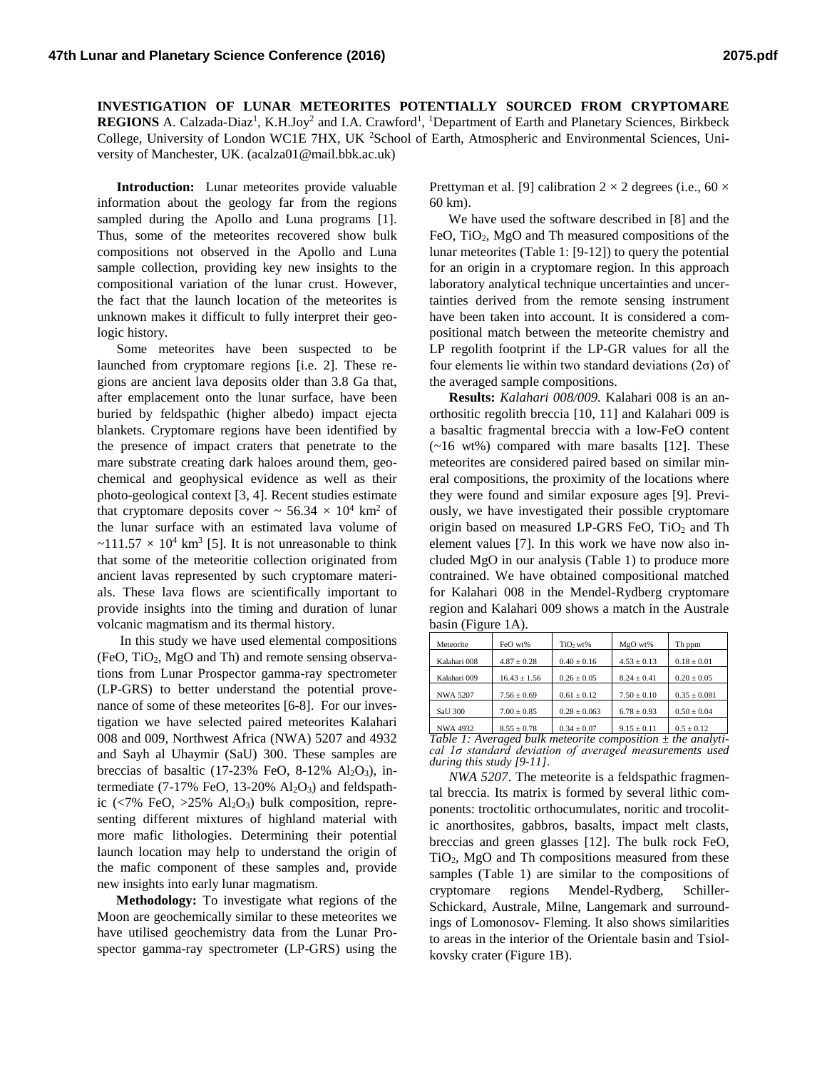**INVESTIGATION OF LUNAR METEORITES POTENTIALLY SOURCED FROM CRYPTOMARE REGIONS** A. Calzada-Diaz[1], K.H.Joy[2] and I.A. Crawford[1], [1]Department of Earth and Planetary Sciences, Birkbeck College, University of London WC1E 7HX, UK [2]School of Earth, Atmospheric and Environmental Sciences, University of Manchester, UK. (acalza01@mail.bbk.ac.uk)

**Introduction:** Lunar meteorites provide valuable information about the geology far from the regions sampled during the Apollo and Luna programs [1]. Thus, some of the meteorites recovered show bulk compositions not observed in the Apollo and Luna sample collection, providing key new insights to the compositional variation of the lunar crust. However, the fact that the launch location of the meteorites is unknown makes it difficult to fully interpret their geologic history.

Some meteorites have been suspected to be launched from cryptomare regions [i.e. 2]. These regions are ancient lava deposits older than 3.8 Ga that, after emplacement onto the lunar surface, have been buried by feldspathic (higher albedo) impact ejecta blankets. Cryptomare regions have been identified by the presence of impact craters that penetrate to the mare substrate creating dark haloes around them, geochemical and geophysical evidence as well as their photo-geological context [3, 4]. Recent studies estimate that cryptomare deposits cover ~ $56.34 \times 10^4$ km$^2$ of the lunar surface with an estimated lava volume of ~$111.57 \times 10^4$ km$^3$ [5]. It is not unreasonable to think that some of the meteoritie collection originated from ancient lavas represented by such cryptomare materials. These lava flows are scientifically important to provide insights into the timing and duration of lunar volcanic magmatism and its thermal history.

In this study we have used elemental compositions (FeO, $TiO_2$, MgO and Th) and remote sensing observations from Lunar Prospector gamma-ray spectrometer (LP-GRS) to better understand the potential provenance of some of these meteorites [6-8]. For our investigation we have selected paired meteorites Kalahari 008 and 009, Northwest Africa (NWA) 5207 and 4932 and Sayh al Uhaymir (SaU) 300. These samples are breccias of basaltic (17-23% FeO, 8-12% $Al_2O_3$), intermediate (7-17% FeO, 13-20% $Al_2O_3$) and feldspathic (<7% FeO, >25% $Al_2O_3$) bulk composition, representing different mixtures of highland material with more mafic lithologies. Determining their potential launch location may help to understand the origin of the mafic component of these samples and, provide new insights into early lunar magmatism.

**Methodology:** To investigate what regions of the Moon are geochemically similar to these meteorites we have utilised geochemistry data from the Lunar Prospector gamma-ray spectrometer (LP-GRS) using the Prettyman et al. [9] calibration $2 \times 2$ degrees (i.e., $60 \times 60$ km).

We have used the software described in [8] and the FeO, $TiO_2$, MgO and Th measured compositions of the lunar meteorites (Table 1: [9-12]) to query the potential for an origin in a cryptomare region. In this approach laboratory analytical technique uncertainties and uncertainties derived from the remote sensing instrument have been taken into account. It is considered a compositional match between the meteorite chemistry and LP regolith footprint if the LP-GR values for all the four elements lie within two standard deviations ($2\sigma$) of the averaged sample compositions.

**Results:** *Kalahari 008/009.* Kalahari 008 is an anorthositic regolith breccia [10, 11] and Kalahari 009 is a basaltic fragmental breccia with a low-FeO content (~16 wt%) compared with mare basalts [12]. These meteorites are considered paired based on similar mineral compositions, the proximity of the locations where they were found and similar exposure ages [9]. Previously, we have investigated their possible cryptomare origin based on measured LP-GRS FeO, $TiO_2$ and Th element values [7]. In this work we have now also included MgO in our analysis (Table 1) to produce more contrained. We have obtained compositional matched for Kalahari 008 in the Mendel-Rydberg cryptomare region and Kalahari 009 shows a match in the Australe basin (Figure 1A).

| Meteorite | FeO wt% | $TiO_2$ wt% | MgO wt% | Th ppm |
|---|---|---|---|---|
| Kalahari 008 | $4.87 \pm 0.28$ | $0.40 \pm 0.16$ | $4.53 \pm 0.13$ | $0.18 \pm 0.01$ |
| Kalahari 009 | $16.43 \pm 1.56$ | $0.26 \pm 0.05$ | $8.24 \pm 0.41$ | $0.20 \pm 0.05$ |
| NWA 5207 | $7.56 \pm 0.69$ | $0.61 \pm 0.12$ | $7.50 \pm 0.10$ | $0.35 \pm 0.081$ |
| SaU 300 | $7.00 \pm 0.85$ | $0.28 \pm 0.063$ | $6.78 \pm 0.93$ | $0.50 \pm 0.04$ |
| NWA 4932 | $8.55 \pm 0.78$ | $0.34 \pm 0.07$ | $9.15 \pm 0.11$ | $0.5 \pm 0.12$ |

*Table 1: Averaged bulk meteorite composition ± the analytical 1σ standard deviation of averaged measurements used during this study [9-11].*

*NWA 5207*. The meteorite is a feldspathic fragmental breccia. Its matrix is formed by several lithic components: troctolitic orthocumulates, noritic and trocolitic anorthosites, gabbros, basalts, impact melt clasts, breccias and green glasses [12]. The bulk rock FeO, $TiO_2$, MgO and Th compositions measured from these samples (Table 1) are similar to the compositions of cryptomare regions Mendel-Rydberg, Schiller-Schickard, Australe, Milne, Langemark and surroundings of Lomonosov- Fleming. It also shows similarities to areas in the interior of the Orientale basin and Tsiolkovsky crater (Figure 1B).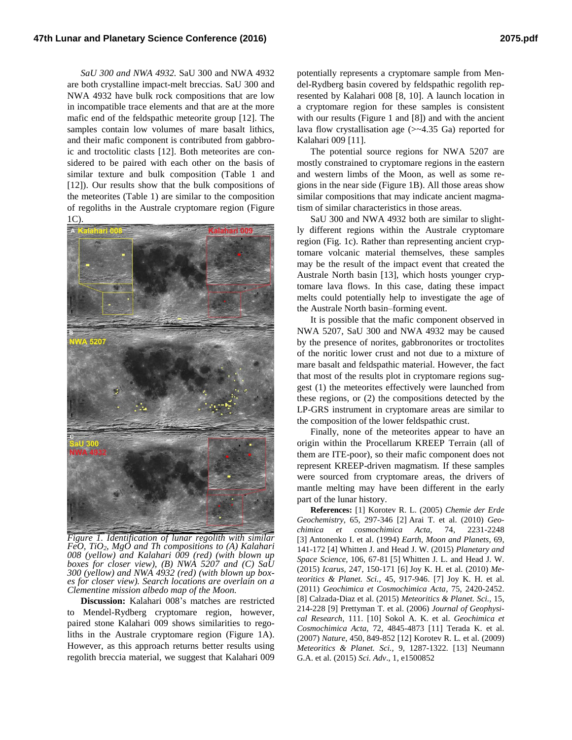*SaU 300 and NWA 4932.* SaU 300 and NWA 4932 are both crystalline impact-melt breccias. SaU 300 and NWA 4932 have bulk rock compositions that are low in incompatible trace elements and that are at the more mafic end of the feldspathic meteorite group [12]. The samples contain low volumes of mare basalt lithics, and their mafic component is contributed from gabbroic and troctolitic clasts [12]. Both meteorites are considered to be paired with each other on the basis of similar texture and bulk composition (Table 1 and [12]). Our results show that the bulk compositions of the meteorites (Table 1) are similar to the composition of regoliths in the Australe cryptomare region (Figure 1C).

A Kalahari 008

Kalahari 009

B

NWA 5207

C

SaU 300

NWA 4932

*Figure 1. Identification of lunar regolith with similar FeO, $TiO_2$, MgO and Th compositions to (A) Kalahari 008 (yellow) and Kalahari 009 (red) (with blown up boxes for closer view), (B) NWA 5207 and (C) SaU 300 (yellow) and NWA 4932 (red) (with blown up boxes for closer view). Search locations are overlain on a Clementine mission albedo map of the Moon.*

**Discussion:** Kalahari 008's matches are restricted to Mendel-Rydberg cryptomare region, however, paired stone Kalahari 009 shows similarities to regoliths in the Australe cryptomare region (Figure 1A). However, as this approach returns better results using regolith breccia material, we suggest that Kalahari 009 potentially represents a cryptomare sample from Mendel-Rydberg basin covered by feldspathic regolith represented by Kalahari 008 [8, 10]. A launch location in a cryptomare region for these samples is consistent with our results (Figure 1 and [8]) and with the ancient lava flow crystallisation age (>~4.35 Ga) reported for Kalahari 009 [11].

The potential source regions for NWA 5207 are mostly constrained to cryptomare regions in the eastern and western limbs of the Moon, as well as some regions in the near side (Figure 1B). All those areas show similar compositions that may indicate ancient magmatism of similar characteristics in those areas.

SaU 300 and NWA 4932 both are similar to slightly different regions within the Australe cryptomare region (Fig. 1c). Rather than representing ancient cryptomare volcanic material themselves, these samples may be the result of the impact event that created the Australe North basin [13], which hosts younger cryptomare lava flows. In this case, dating these impact melts could potentially help to investigate the age of the Australe North basin–forming event.

It is possible that the mafic component observed in NWA 5207, SaU 300 and NWA 4932 may be caused by the presence of norites, gabbronorites or troctolites of the noritic lower crust and not due to a mixture of mare basalt and feldspathic material. However, the fact that most of the results plot in cryptomare regions suggest (1) the meteorites effectively were launched from these regions, or (2) the compositions detected by the LP-GRS instrument in cryptomare areas are similar to the composition of the lower feldspathic crust.

Finally, none of the meteorites appear to have an origin within the Procellarum KREEP Terrain (all of them are ITE-poor), so their mafic component does not represent KREEP-driven magmatism. If these samples were sourced from cryptomare areas, the drivers of mantle melting may have been different in the early part of the lunar history.

**References:** [1] Korotev R. L. (2005) *Chemie der Erde Geochemistry*, 65, 297-346 [2] Arai T. et al. (2010) *Geochimica et cosmochimica Acta*, 74, 2231-2248 [3] Antonenko I. et al. (1994) *Earth, Moon and Planets*, 69, 141-172 [4] Whitten J. and Head J. W. (2015) *Planetary and Space Science*, 106, 67-81 [5] Whitten J. L. and Head J. W. (2015) *Icarus*, 247, 150-171 [6] Joy K. H. et al. (2010) *Meteoritics & Planet. Sci.*, 45, 917-946. [7] Joy K. H. et al. (2011) *Geochimica et Cosmochimica Acta*, 75, 2420-2452. [8] Calzada-Diaz et al. (2015) *Meteoritics & Planet. Sci.*, 15, 214-228 [9] Prettyman T. et al. (2006) *Journal of Geophysical Research*, 111. [10] Sokol A. K. et al. *Geochimica et Cosmochimica Acta*, 72, 4845-4873 [11] Terada K. et al. (2007) *Nature*, 450, 849-852 [12] Korotev R. L. et al. (2009) *Meteoritics & Planet. Sci.*, 9, 1287-1322. [13] Neumann G.A. et al. (2015) *Sci. Adv*., 1, e1500852